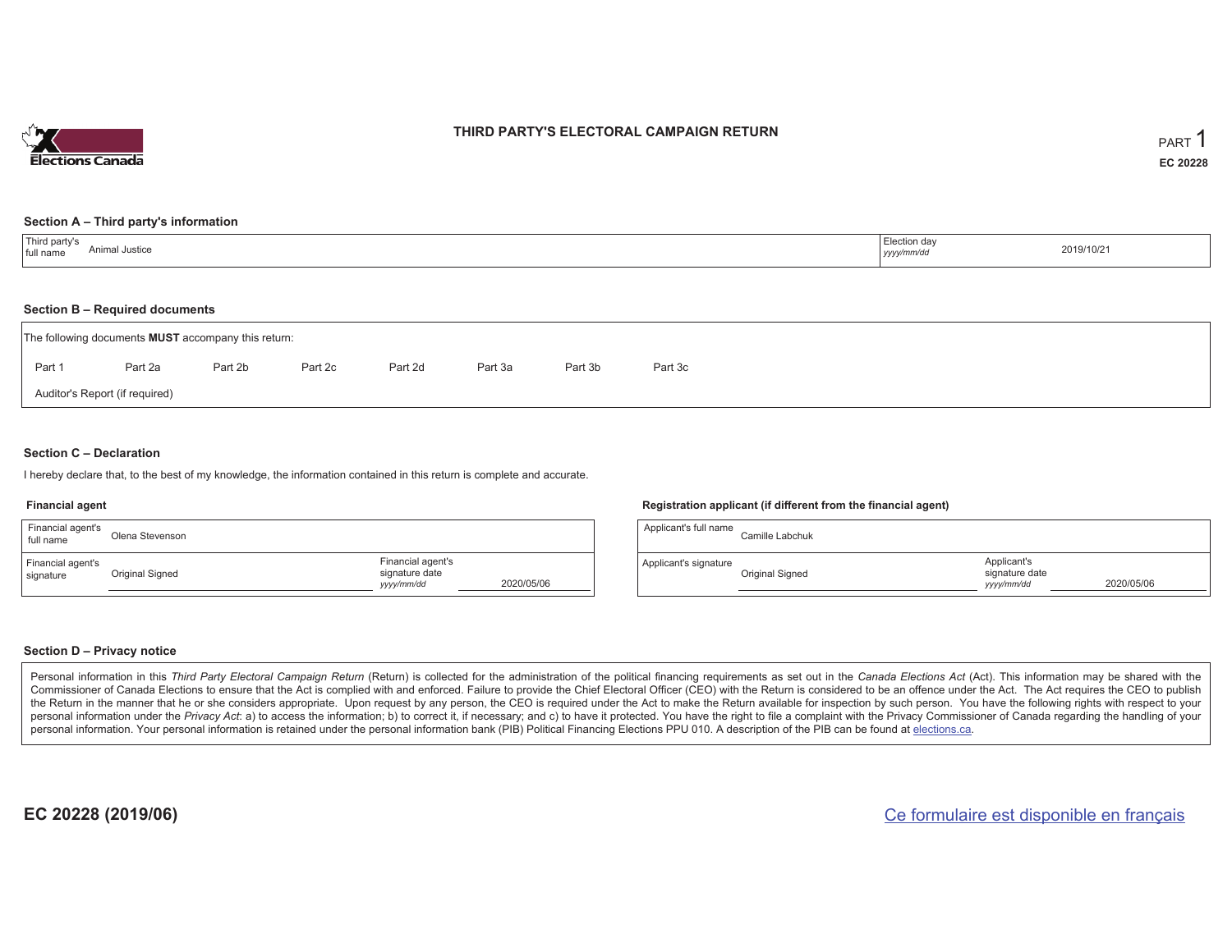# THIRD PARTY'S ELECTORAL CAMPAIGN RETURN

PART 1

EC 20228

## Section A – Third party's information

| Third party's full name | Animal Justice | Election day *yyyy/mm/dd* | 2019/10/21 |
|---|---|---|---|

## Section B – Required documents

The following documents **MUST** accompany this return:

Part 1 Part 2a Part 2b Part 2c Part 2d Part 3a Part 3b Part 3c

Auditor's Report (if required)

## Section C – Declaration

I hereby declare that, to the best of my knowledge, the information contained in this return is complete and accurate.

### Financial agent

| Financial agent's full name | Olena Stevenson | | |
|---|---|---|---|
| Financial agent's signature | Original Signed | Financial agent's signature date *yyyy/mm/dd* | 2020/05/06 |

### Registration applicant (if different from the financial agent)

| Applicant's full name | Camille Labchuk | | |
|---|---|---|---|
| Applicant's signature | Original Signed | Applicant's signature date *yyyy/mm/dd* | 2020/05/06 |

## Section D – Privacy notice

Personal information in this *Third Party Electoral Campaign Return* (Return) is collected for the administration of the political financing requirements as set out in the *Canada Elections Act* (Act). This information may be shared with the Commissioner of Canada Elections to ensure that the Act is complied with and enforced. Failure to provide the Chief Electoral Officer (CEO) with the Return is considered to be an offence under the Act. The Act requires the CEO to publish the Return in the manner that he or she considers appropriate. Upon request by any person, the CEO is required under the Act to make the Return available for inspection by such person. You have the following rights with respect to your personal information under the *Privacy Act*: a) to access the information; b) to correct it, if necessary; and c) to have it protected. You have the right to file a complaint with the Privacy Commissioner of Canada regarding the handling of your personal information. Your personal information is retained under the personal information bank (PIB) Political Financing Elections PPU 010. A description of the PIB can be found at elections.ca.

**EC 20228 (2019/06)**

Ce formulaire est disponible en français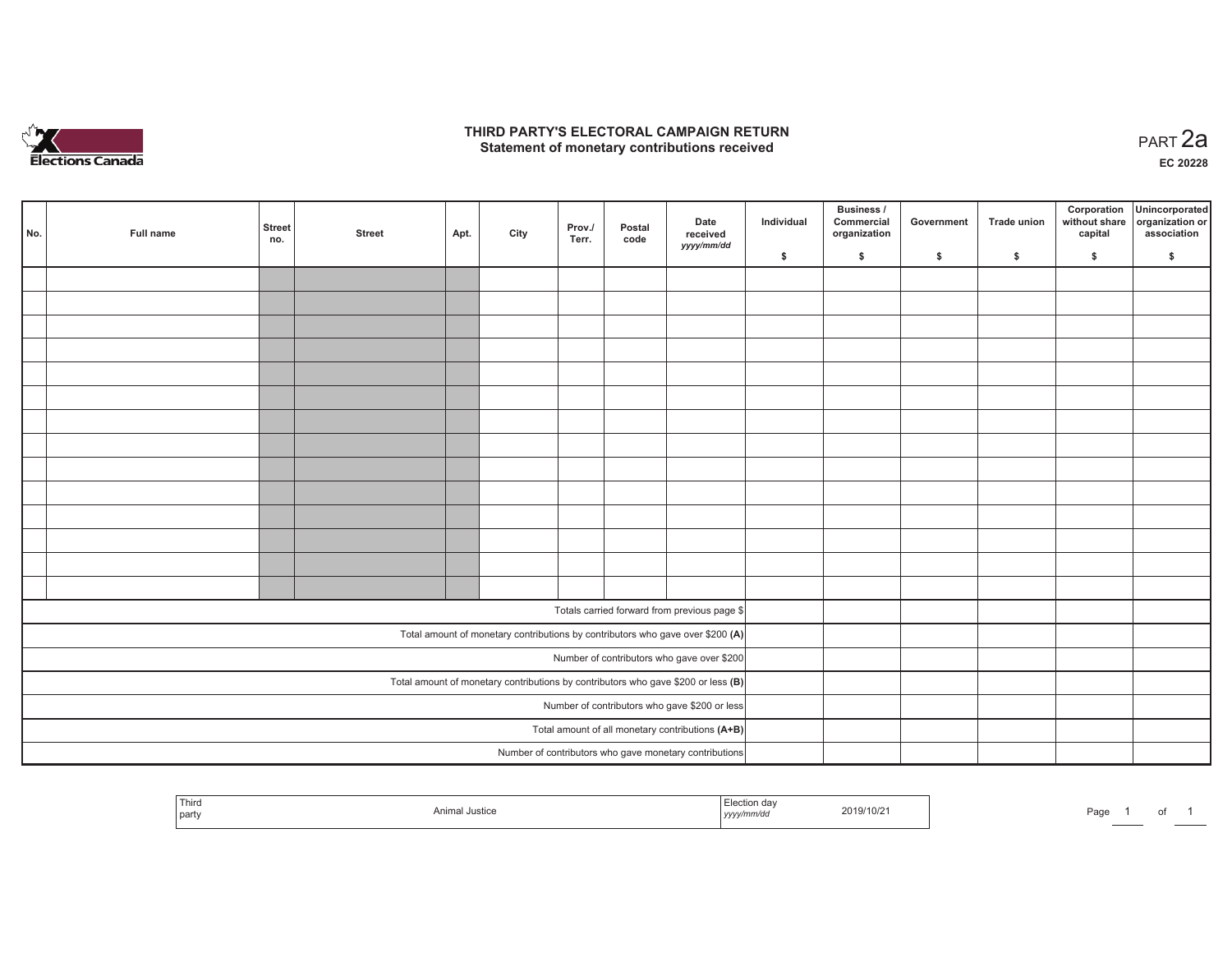# THIRD PARTY'S ELECTORAL CAMPAIGN RETURN

## Statement of monetary contributions received

PART 2a

EC 20228

| No. | Full name | Street no. | Street | Apt. | City | Prov./ Terr. | Postal code | Date received *yyyy/mm/dd* | Individual $ | Business / Commercial organization $ | Government $ | Trade union $ | Corporation without share capital $ | Unincorporated organization or association $ |
|---|---|---|---|---|---|---|---|---|---|---|---|---|---|---|
| | | | | | | | | | | | | | | |
| | | | | | | | | | | | | | | |
| | | | | | | | | | | | | | | |
| | | | | | | | | | | | | | | |
| | | | | | | | | | | | | | | |
| | | | | | | | | | | | | | | |
| | | | | | | | | | | | | | | |
| | | | | | | | | | | | | | | |
| | | | | | | | | | | | | | | |
| | | | | | | | | | | | | | | |
| | | | | | | | | | | | | | | |
| | | | | | | | | | | | | | | |
| | | | | | | | | | | | | | | |
| | | | | | | | | | | | | | | |
| Totals carried forward from previous page $ | | | | | | | | | | | | | | |
| Total amount of monetary contributions by contributors who gave over $200 **(A)** | | | | | | | | | | | | | | |
| Number of contributors who gave over $200 | | | | | | | | | | | | | | |
| Total amount of monetary contributions by contributors who gave $200 or less **(B)** | | | | | | | | | | | | | | |
| Number of contributors who gave $200 or less | | | | | | | | | | | | | | |
| Total amount of all monetary contributions **(A+B)** | | | | | | | | | | | | | | |
| Number of contributors who gave monetary contributions | | | | | | | | | | | | | | |

| Third party | Animal Justice | Election day *yyyy/mm/dd* | 2019/10/21 |
|---|---|---|---|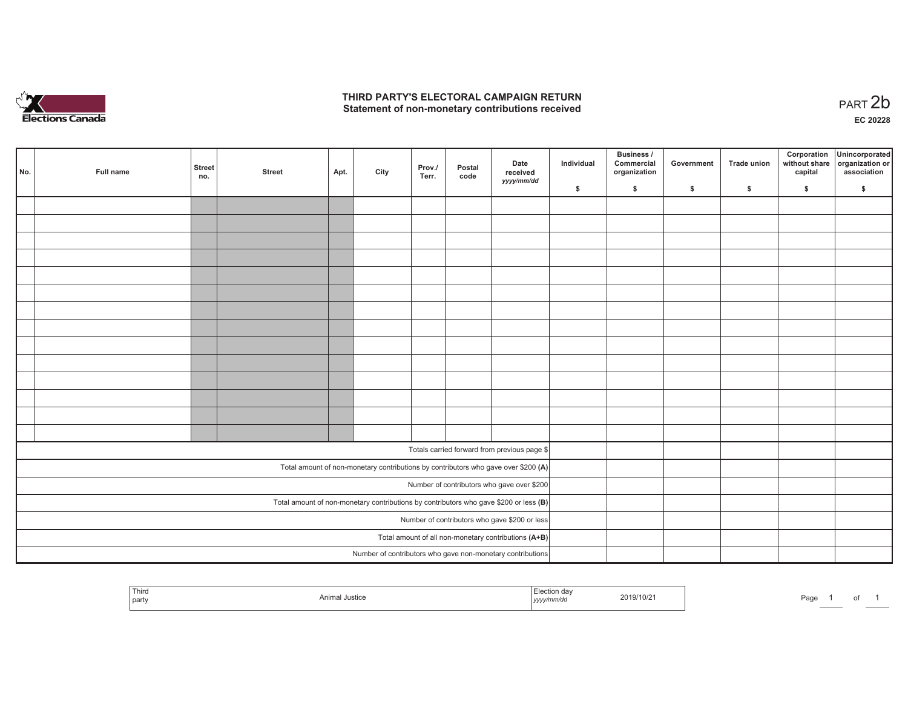# THIRD PARTY'S ELECTORAL CAMPAIGN RETURN
## Statement of non-monetary contributions received

PART 2b

EC 20228

| No. | Full name | Street no. | Street | Apt. | City | Prov./ Terr. | Postal code | Date received *yyyy/mm/dd* | Individual $ | Business / Commercial organization $ | Government $ | Trade union $ | Corporation without share capital $ | Unincorporated organization or association $ |
|---|---|---|---|---|---|---|---|---|---|---|---|---|---|---|
| | | | | | | | | | | | | | | |
| | | | | | | | | | | | | | | |
| | | | | | | | | | | | | | | |
| | | | | | | | | | | | | | | |
| | | | | | | | | | | | | | | |
| | | | | | | | | | | | | | | |
| | | | | | | | | | | | | | | |
| | | | | | | | | | | | | | | |
| | | | | | | | | | | | | | | |
| | | | | | | | | | | | | | | |
| | | | | | | | | | | | | | | |
| | | | | | | | | | | | | | | |
| | | | | | | | | | | | | | | |
| | | | | | | | | | | | | | | |
| Totals carried forward from previous page $ | | | | | | | | | | | | | | |
| Total amount of non-monetary contributions by contributors who gave over $200 **(A)** | | | | | | | | | | | | | | |
| Number of contributors who gave over $200 | | | | | | | | | | | | | | |
| Total amount of non-monetary contributions by contributors who gave $200 or less **(B)** | | | | | | | | | | | | | | |
| Number of contributors who gave $200 or less | | | | | | | | | | | | | | |
| Total amount of all non-monetary contributions **(A+B)** | | | | | | | | | | | | | | |
| Number of contributors who gave non-monetary contributions | | | | | | | | | | | | | | |

| Third party | Animal Justice | Election day *yyyy/mm/dd* | 2019/10/21 |
|---|---|---|---|

Page 1 of 1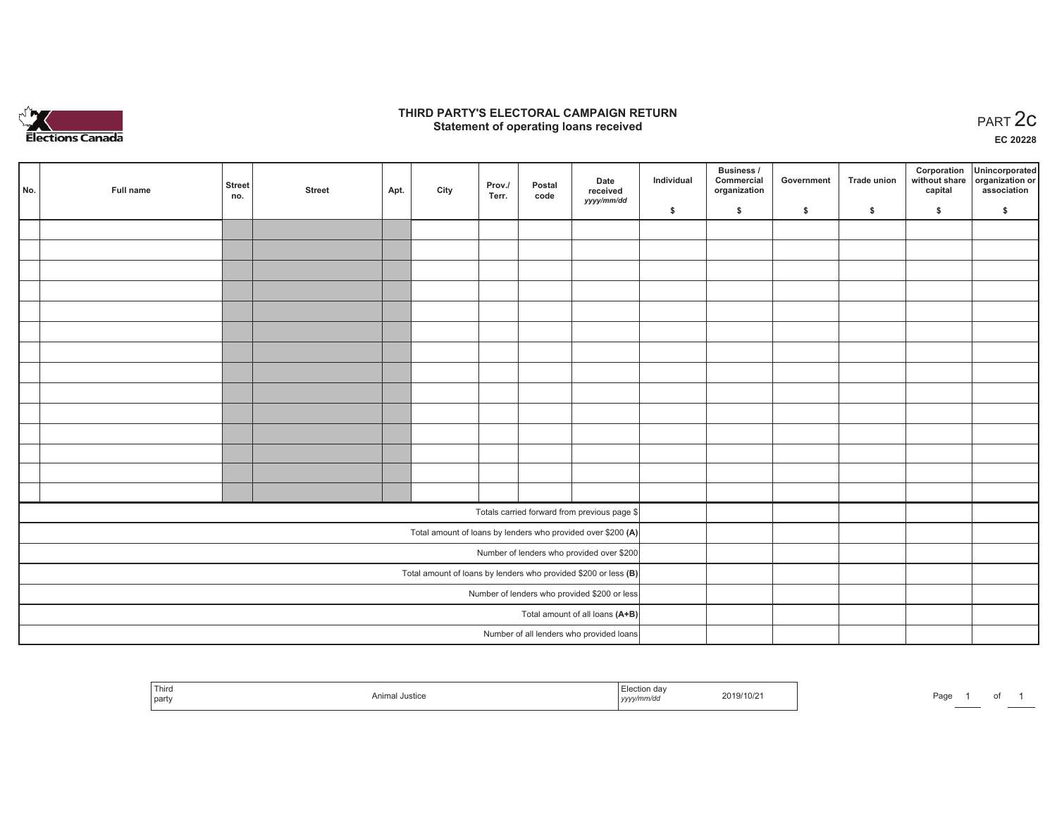# THIRD PARTY'S ELECTORAL CAMPAIGN RETURN
## Statement of operating loans received

PART 2c

EC 20228

| No. | Full name | Street no. | Street | Apt. | City | Prov./Terr. | Postal code | Date received yyyy/mm/dd | Individual $ | Business / Commercial organization $ | Government $ | Trade union $ | Corporation without share capital $ | Unincorporated organization or association $ |
|---|---|---|---|---|---|---|---|---|---|---|---|---|---|---|
| | | | | | | | | | | | | | | |
| | | | | | | | | | | | | | | |
| | | | | | | | | | | | | | | |
| | | | | | | | | | | | | | | |
| | | | | | | | | | | | | | | |
| | | | | | | | | | | | | | | |
| | | | | | | | | | | | | | | |
| | | | | | | | | | | | | | | |
| | | | | | | | | | | | | | | |
| | | | | | | | | | | | | | | |
| | | | | | | | | | | | | | | |
| | | | | | | | | | | | | | | |
| | | | | | | | | | | | | | | |
| | | | | | | | | | | | | | | |
| Totals carried forward from previous page $ | | | | | | | | | | | | | | |
| Total amount of loans by lenders who provided over $200 **(A)** | | | | | | | | | | | | | | |
| Number of lenders who provided over $200 | | | | | | | | | | | | | | |
| Total amount of loans by lenders who provided $200 or less **(B)** | | | | | | | | | | | | | | |
| Number of lenders who provided $200 or less | | | | | | | | | | | | | | |
| Total amount of all loans **(A+B)** | | | | | | | | | | | | | | |
| Number of all lenders who provided loans | | | | | | | | | | | | | | |

| Third party | Animal Justice | Election day *yyyy/mm/dd* | 2019/10/21 |
|---|---|---|---|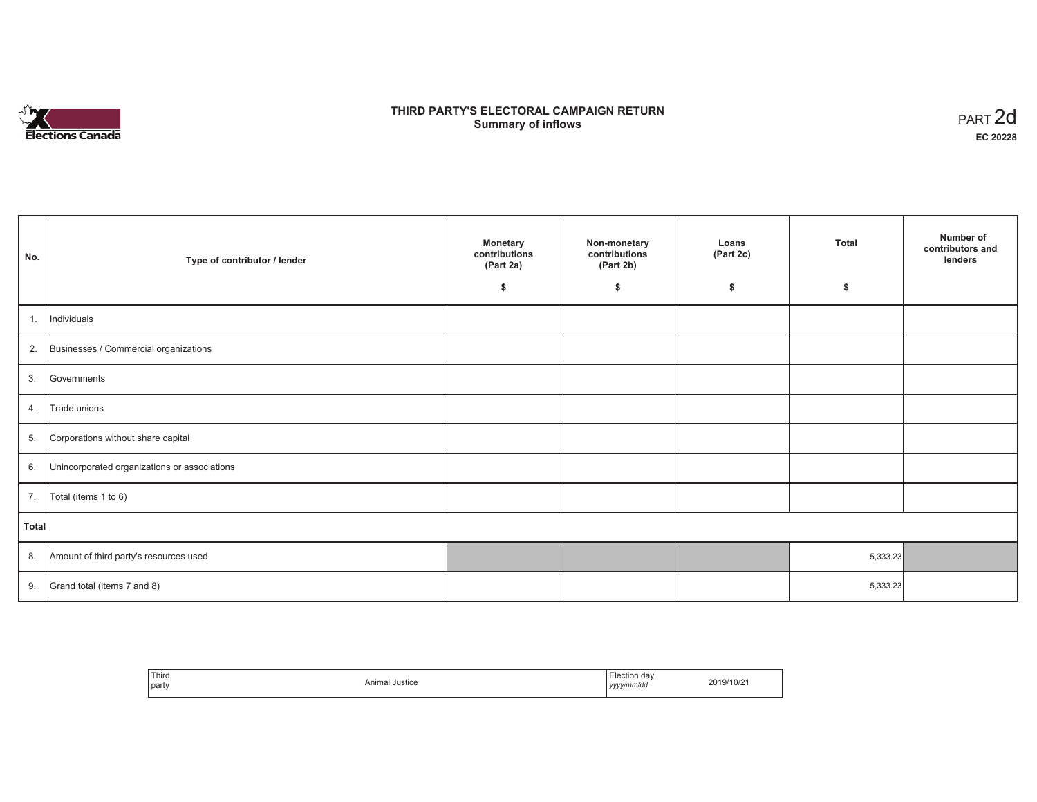# THIRD PARTY'S ELECTORAL CAMPAIGN RETURN
## Summary of inflows

PART 2d
**EC 20228**

| No. | Type of contributor / lender | Monetary contributions (Part 2a) $ | Non-monetary contributions (Part 2b) $ | Loans (Part 2c) $ | Total $ | Number of contributors and lenders |
|---|---|---|---|---|---|---|
| 1. | Individuals | | | | | |
| 2. | Businesses / Commercial organizations | | | | | |
| 3. | Governments | | | | | |
| 4. | Trade unions | | | | | |
| 5. | Corporations without share capital | | | | | |
| 6. | Unincorporated organizations or associations | | | | | |
| 7. | Total (items 1 to 6) | | | | | |
| **Total** | | | | | | |
| 8. | Amount of third party's resources used | | | | 5,333.23 | |
| 9. | Grand total (items 7 and 8) | | | | 5,333.23 | |

| Third party | Animal Justice | Election day *yyyy/mm/dd* | 2019/10/21 |
|---|---|---|---|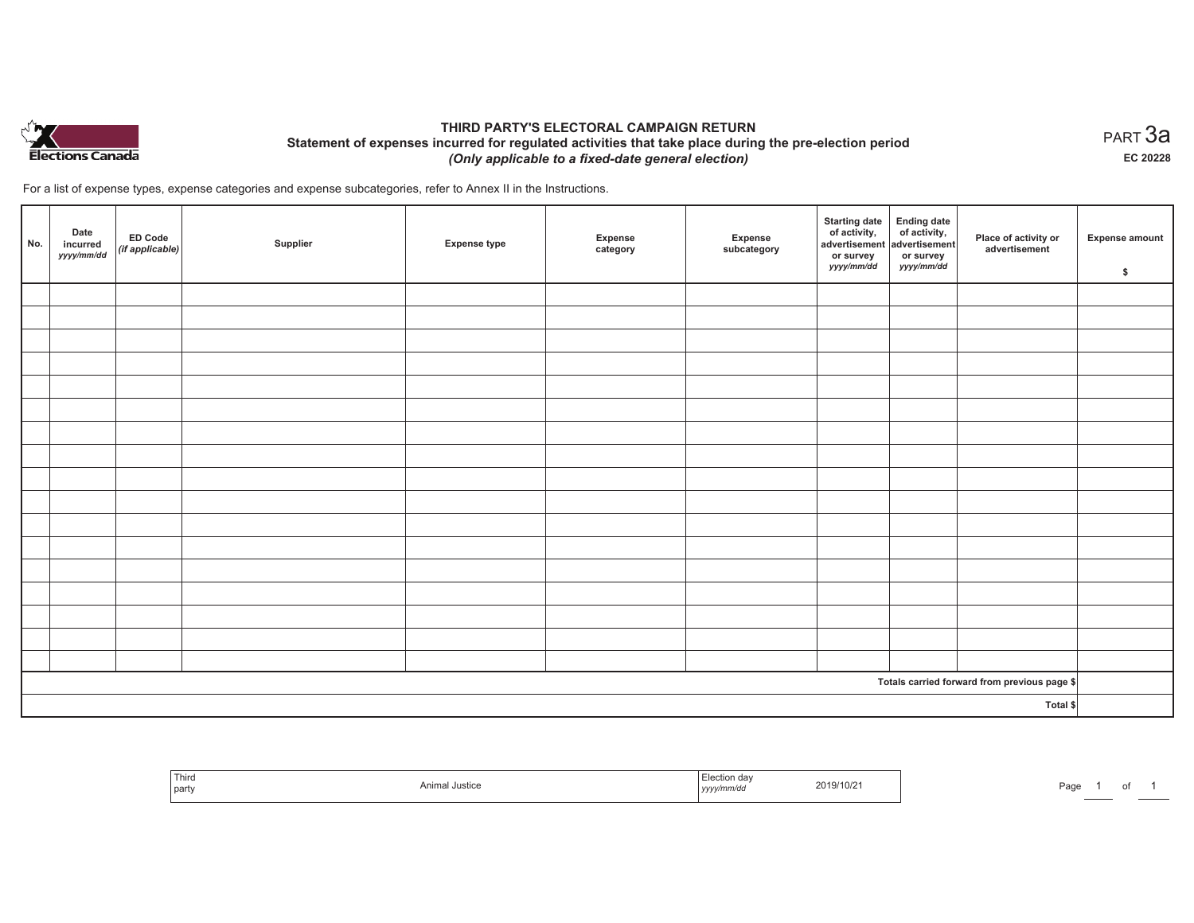# THIRD PARTY'S ELECTORAL CAMPAIGN RETURN

## Statement of expenses incurred for regulated activities that take place during the pre-election period

*(Only applicable to a fixed-date general election)*

PART 3a

**EC 20228**

For a list of expense types, expense categories and expense subcategories, refer to Annex II in the Instructions.

| No. | Date incurred *yyyy/mm/dd* | ED Code *(if applicable)* | Supplier | Expense type | Expense category | Expense subcategory | Starting date of activity, advertisement or survey *yyyy/mm/dd* | Ending date of activity, advertisement or survey *yyyy/mm/dd* | Place of activity or advertisement | Expense amount $ |
|---|---|---|---|---|---|---|---|---|---|---|
| | | | | | | | | | | |
| | | | | | | | | | | |
| | | | | | | | | | | |
| | | | | | | | | | | |
| | | | | | | | | | | |
| | | | | | | | | | | |
| | | | | | | | | | | |
| | | | | | | | | | | |
| | | | | | | | | | | |
| | | | | | | | | | | |
| | | | | | | | | | | |
| | | | | | | | | | | |
| | | | | | | | | | | |
| | | | | | | | | | | |
| | | | | | | | | | | |
| | | | | | | | | | | |
| | | | | | | | | | | |
| Totals carried forward from previous page $ | | | | | | | | | | |
| Total $ | | | | | | | | | | |

| Third party | Animal Justice | Election day *yyyy/mm/dd* | 2019/10/21 |
|---|---|---|---|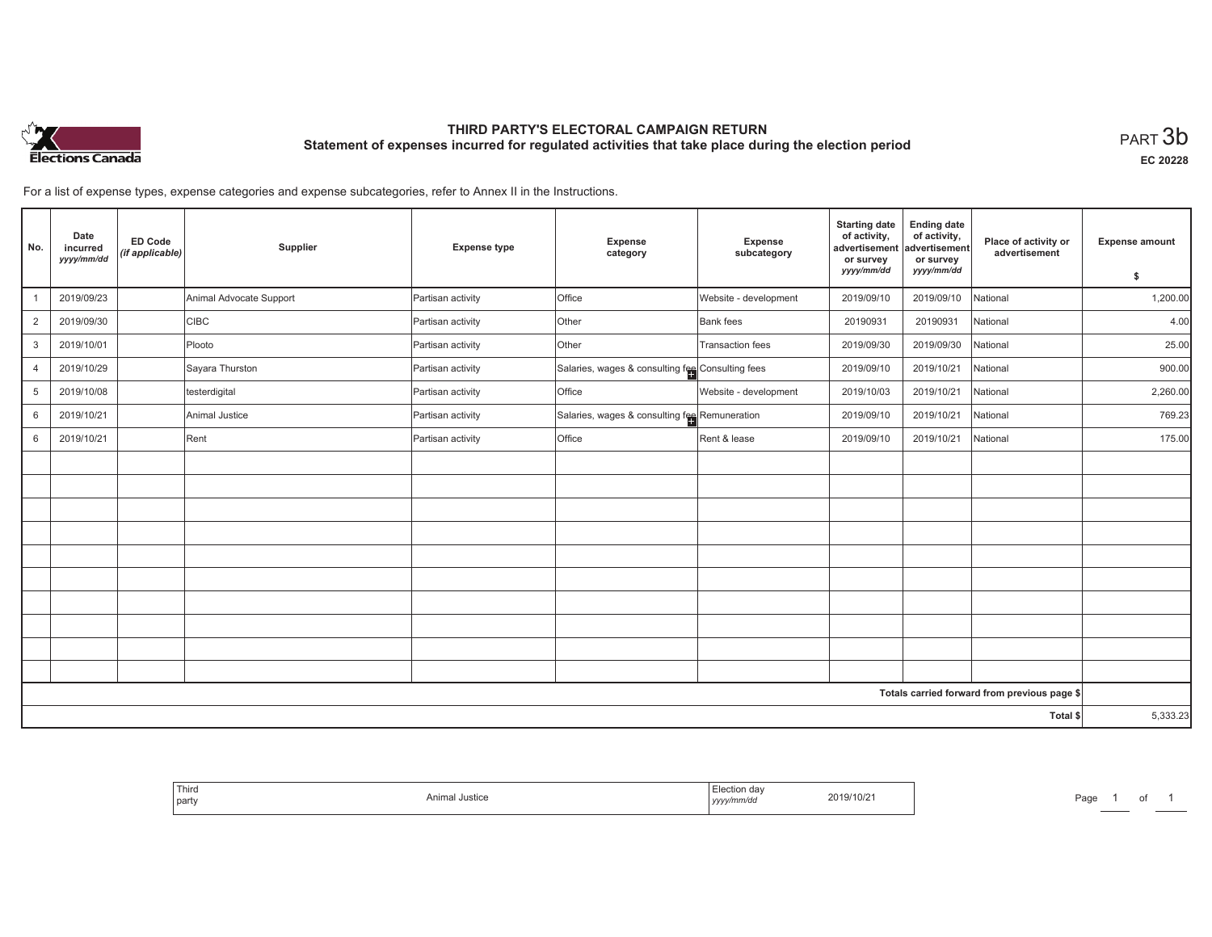# THIRD PARTY'S ELECTORAL CAMPAIGN RETURN

## Statement of expenses incurred for regulated activities that take place during the election period

PART 3b

EC 20228

For a list of expense types, expense categories and expense subcategories, refer to Annex II in the Instructions.

| No. | Date incurred *yyyy/mm/dd* | ED Code *(if applicable)* | Supplier | Expense type | Expense category | Expense subcategory | Starting date of activity, advertisement or survey *yyyy/mm/dd* | Ending date of activity, advertisement or survey *yyyy/mm/dd* | Place of activity or advertisement | Expense amount $ |
|---|---|---|---|---|---|---|---|---|---|---|
| 1 | 2019/09/23 | | Animal Advocate Support | Partisan activity | Office | Website - development | 2019/09/10 | 2019/09/10 | National | 1,200.00 |
| 2 | 2019/09/30 | | CIBC | Partisan activity | Other | Bank fees | 20190931 | 20190931 | National | 4.00 |
| 3 | 2019/10/01 | | Plooto | Partisan activity | Other | Transaction fees | 2019/09/30 | 2019/09/30 | National | 25.00 |
| 4 | 2019/10/29 | | Sayara Thurston | Partisan activity | Salaries, wages & consulting fee | Consulting fees | 2019/09/10 | 2019/10/21 | National | 900.00 |
| 5 | 2019/10/08 | | testerdigital | Partisan activity | Office | Website - development | 2019/10/03 | 2019/10/21 | National | 2,260.00 |
| 6 | 2019/10/21 | | Animal Justice | Partisan activity | Salaries, wages & consulting fee | Remuneration | 2019/09/10 | 2019/10/21 | National | 769.23 |
| 6 | 2019/10/21 | | Rent | Partisan activity | Office | Rent & lease | 2019/09/10 | 2019/10/21 | National | 175.00 |
| | | | | | | | | | Totals carried forward from previous page $ | |
| | | | | | | | | | Total $ | 5,333.23 |

| Third party | Animal Justice | Election day *yyyy/mm/dd* | 2019/10/21 |
|---|---|---|---|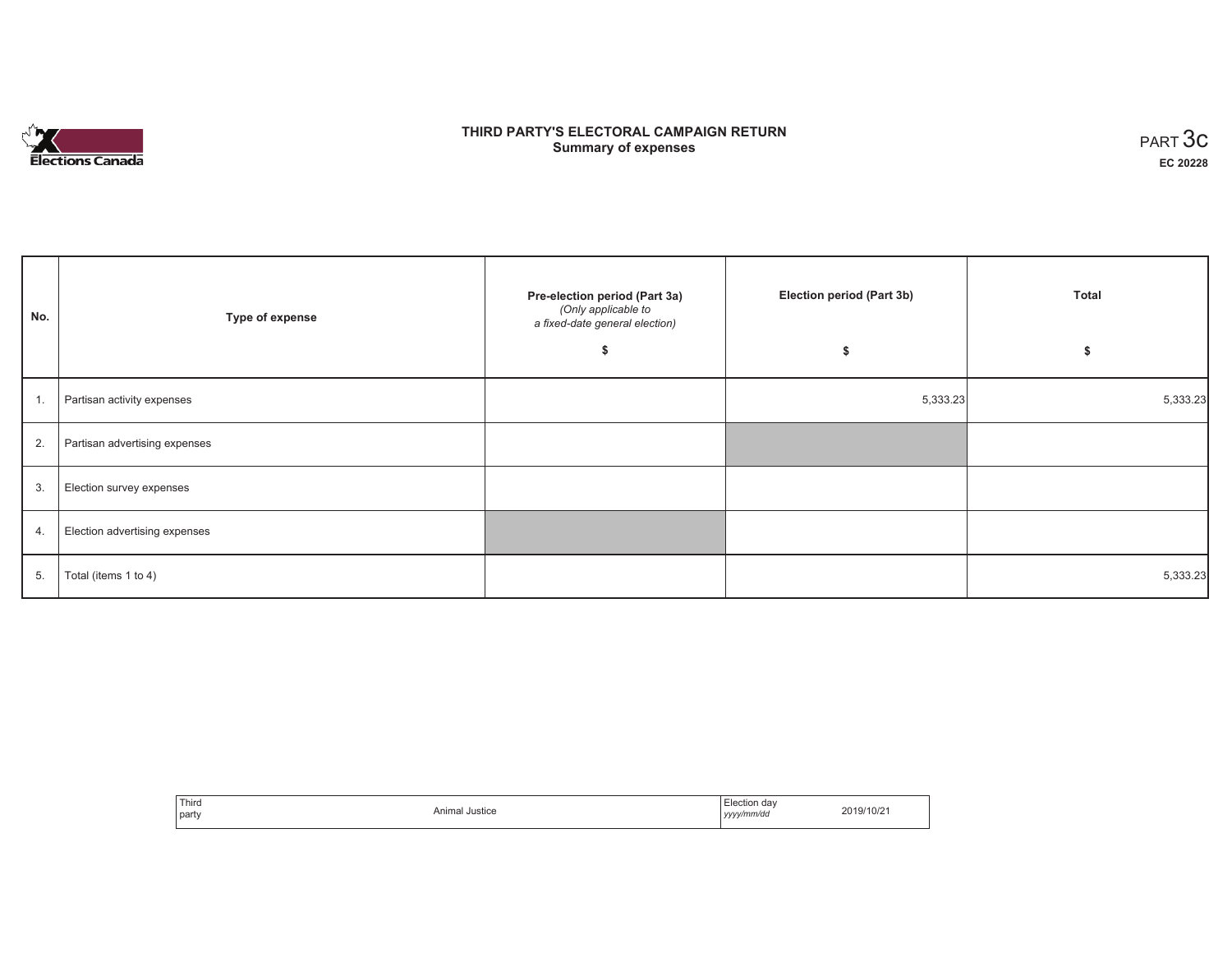# THIRD PARTY'S ELECTORAL CAMPAIGN RETURN
## Summary of expenses

PART 3c

**EC 20228**

| No. | Type of expense | Pre-election period (Part 3a) *(Only applicable to a fixed-date general election)* $ | Election period (Part 3b) $ | Total $ |
|---|---|---|---|---|
| 1. | Partisan activity expenses | | 5,333.23 | 5,333.23 |
| 2. | Partisan advertising expenses | | | |
| 3. | Election survey expenses | | | |
| 4. | Election advertising expenses | | | |
| 5. | Total (items 1 to 4) | | | 5,333.23 |

| | | | |
|---|---|---|---|
| Third party | Animal Justice | Election day *yyyy/mm/dd* | 2019/10/21 |